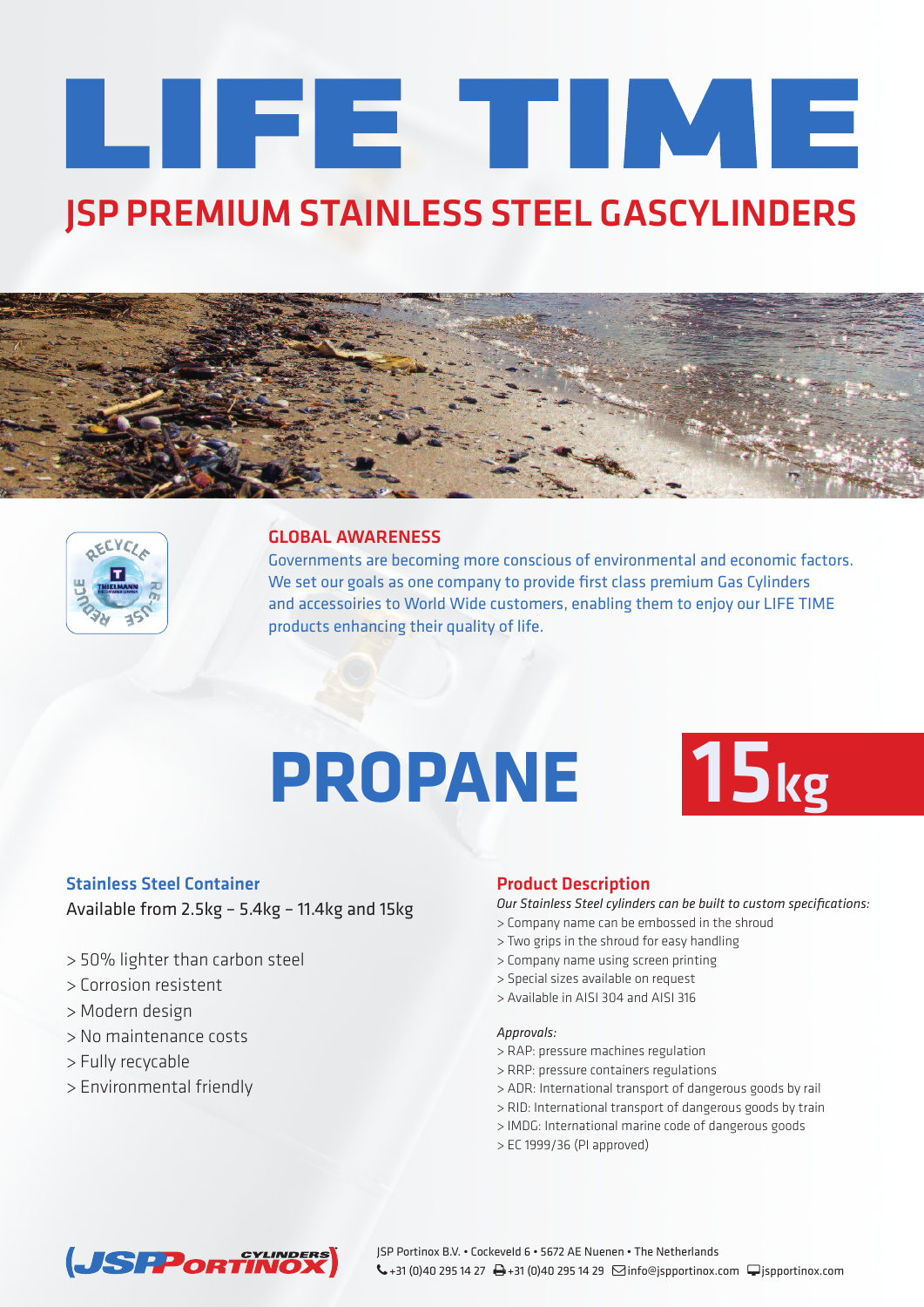# LIFE TIME

## JSP PREMIUM STAINLESS STEEL GASCYLINDERS

### GLOBAL AWARENESS

Governments are becoming more conscious of environmental and economic factors. We set our goals as one company to provide first class premium Gas Cylinders and accessoiries to World Wide customers, enabling them to enjoy our LIFE TIME products enhancing their quality of life.

# PROPANE 15kg

### Stainless Steel Container

Available from 2.5kg – 5.4kg – 11.4kg and 15kg

> 50% lighter than carbon steel
> Corrosion resistent
> Modern design
> No maintenance costs
> Fully recyclable
> Environmental friendly

### Product Description

*Our Stainless Steel cylinders can be built to custom specifications:*

> Company name can be embossed in the shroud
> Two grips in the shroud for easy handling
> Company name using screen printing
> Special sizes available on request
> Available in AISI 304 and AISI 316

*Approvals:*

> RAP: pressure machines regulation
> RRP: pressure containers regulations
> ADR: International transport of dangerous goods by rail
> RID: International transport of dangerous goods by train
> IMDG: International marine code of dangerous goods
> EC 1999/36 (PI approved)

JSP Portinox B.V. • Cockeveld 6 • 5672 AE Nuenen • The Netherlands
+31 (0)40 295 14 27 +31 (0)40 295 14 29 info@jspportinox.com jspportinox.com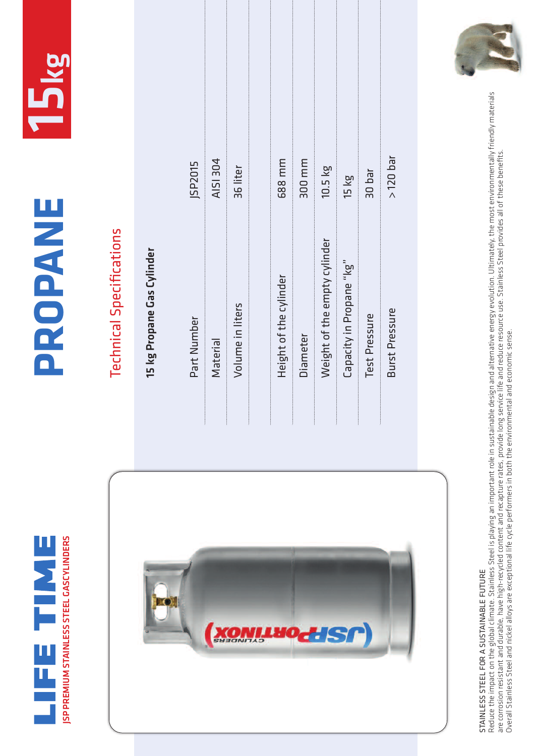# LIFE TIME

JSP PREMIUM STAINLESS STEEL GASCYLINDERS

# PROPANE

15kg

## Technical Specifications

**15 kg Propane Gas Cylinder**

| | |
|---|---|
| Part Number | JSP2015 |
| Material | AISI 304 |
| Volume in liters | 36 liter |
| Height of the cylinder | 688 mm |
| Diameter | 300 mm |
| Weight of the empty cylinder | 10.5 kg |
| Capacity in Propane "kg" | 15 kg |
| Test Pressure | 30 bar |
| Burst Pressure | >120 bar |

STAINLESS STEEL FOR A SUSTAINABLE FUTURE

Reduce the impact on the global climate. Stainless Steel is playing an important role in sustainable design and alternative energy evolution. Ultimately, the most environmentally friendly materials are corrosion resistant and durable, have high-recycled content and recapture rates, provide long service life and reduce resource use. Stainless Steel provides all of these benefits. Overall Stainless Steel and nickel alloys are exceptional life cycle performers in both the environmental and economic sense.